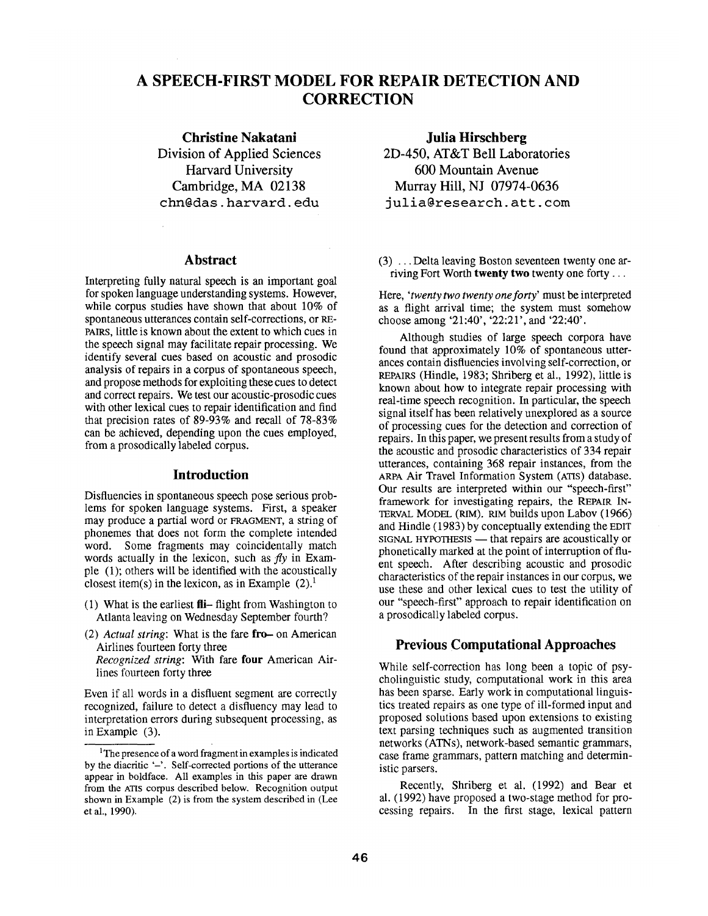# A SPEECH-FIRST MODEL FOR REPAIR DETECTION AND CORRECTION

**Christine Nakatani**
Division of Applied Sciences
Harvard University
Cambridge, MA 02138
chn@das.harvard.edu

**Julia Hirschberg**
2D-450, AT&T Bell Laboratories
600 Mountain Avenue
Murray Hill, NJ 07974-0636
julia@research.att.com

## Abstract

Interpreting fully natural speech is an important goal for spoken language understanding systems. However, while corpus studies have shown that about 10% of spontaneous utterances contain self-corrections, or REPAIRS, little is known about the extent to which cues in the speech signal may facilitate repair processing. We identify several cues based on acoustic and prosodic analysis of repairs in a corpus of spontaneous speech, and propose methods for exploiting these cues to detect and correct repairs. We test our acoustic-prosodic cues with other lexical cues to repair identification and find that precision rates of 89-93% and recall of 78-83% can be achieved, depending upon the cues employed, from a prosodically labeled corpus.

## Introduction

Disfluencies in spontaneous speech pose serious problems for spoken language systems. First, a speaker may produce a partial word or FRAGMENT, a string of phonemes that does not form the complete intended word. Some fragments may coincidentally match words actually in the lexicon, such as *fly* in Example (1); others will be identified with the acoustically closest item(s) in the lexicon, as in Example (2).[1]

(1) What is the earliest **fli–** flight from Washington to Atlanta leaving on Wednesday September fourth?

(2) *Actual string*: What is the fare **fro–** on American Airlines fourteen forty three
*Recognized string*: With fare **four** American Airlines fourteen forty three

Even if all words in a disfluent segment are correctly recognized, failure to detect a disfluency may lead to interpretation errors during subsequent processing, as in Example (3).

(3) ...Delta leaving Boston seventeen twenty one arriving Fort Worth **twenty two** twenty one forty ...

Here, *'twenty two twenty one forty'* must be interpreted as a flight arrival time; the system must somehow choose among '21:40', '22:21', and '22:40'.

Although studies of large speech corpora have found that approximately 10% of spontaneous utterances contain disfluencies involving self-correction, or REPAIRS (Hindle, 1983; Shriberg et al., 1992), little is known about how to integrate repair processing with real-time speech recognition. In particular, the speech signal itself has been relatively unexplored as a source of processing cues for the detection and correction of repairs. In this paper, we present results from a study of the acoustic and prosodic characteristics of 334 repair utterances, containing 368 repair instances, from the ARPA Air Travel Information System (ATIS) database. Our results are interpreted within our "speech-first" framework for investigating repairs, the REPAIR INTERVAL MODEL (RIM). RIM builds upon Labov (1966) and Hindle (1983) by conceptually extending the EDIT SIGNAL HYPOTHESIS — that repairs are acoustically or phonetically marked at the point of interruption of fluent speech. After describing acoustic and prosodic characteristics of the repair instances in our corpus, we use these and other lexical cues to test the utility of our "speech-first" approach to repair identification on a prosodically labeled corpus.

## Previous Computational Approaches

While self-correction has long been a topic of psycholinguistic study, computational work in this area has been sparse. Early work in computational linguistics treated repairs as one type of ill-formed input and proposed solutions based upon extensions to existing text parsing techniques such as augmented transition networks (ATNs), network-based semantic grammars, case frame grammars, pattern matching and deterministic parsers.

Recently, Shriberg et al. (1992) and Bear et al. (1992) have proposed a two-stage method for processing repairs. In the first stage, lexical pattern

[1] The presence of a word fragment in examples is indicated by the diacritic '–'. Self-corrected portions of the utterance appear in boldface. All examples in this paper are drawn from the ATIS corpus described below. Recognition output shown in Example (2) is from the system described in (Lee et al., 1990).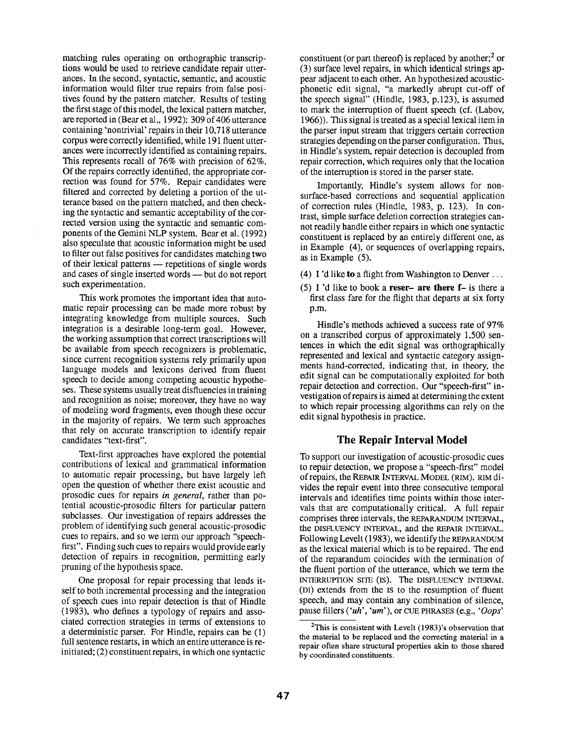matching rules operating on orthographic transcriptions would be used to retrieve candidate repair utterances. In the second, syntactic, semantic, and acoustic information would filter true repairs from false positives found by the pattern matcher. Results of testing the first stage of this model, the lexical pattern matcher, are reported in (Bear et al., 1992): 309 of 406 utterance containing 'nontrivial' repairs in their 10,718 utterance corpus were correctly identified, while 191 fluent utterances were incorrectly identified as containing repairs. This represents recall of 76% with precision of 62%. Of the repairs correctly identified, the appropriate correction was found for 57%. Repair candidates were filtered and corrected by deleting a portion of the utterance based on the pattern matched, and then checking the syntactic and semantic acceptability of the corrected version using the syntactic and semantic components of the Gemini NLP system. Bear et al. (1992) also speculate that acoustic information might be used to filter out false positives for candidates matching two of their lexical patterns — repetitions of single words and cases of single inserted words — but do not report such experimentation.

This work promotes the important idea that automatic repair processing can be made more robust by integrating knowledge from multiple sources. Such integration is a desirable long-term goal. However, the working assumption that correct transcriptions will be available from speech recognizers is problematic, since current recognition systems rely primarily upon language models and lexicons derived from fluent speech to decide among competing acoustic hypotheses. These systems usually treat disfluencies in training and recognition as noise; moreover, they have no way of modeling word fragments, even though these occur in the majority of repairs. We term such approaches that rely on accurate transcription to identify repair candidates "text-first".

Text-first approaches have explored the potential contributions of lexical and grammatical information to automatic repair processing, but have largely left open the question of whether there exist acoustic and prosodic cues for repairs *in general*, rather than potential acoustic-prosodic filters for particular pattern subclasses. Our investigation of repairs addresses the problem of identifying such general acoustic-prosodic cues to repairs, and so we term our approach "speech-first". Finding such cues to repairs would provide early detection of repairs in recognition, permitting early pruning of the hypothesis space.

One proposal for repair processing that lends itself to both incremental processing and the integration of speech cues into repair detection is that of Hindle (1983), who defines a typology of repairs and associated correction strategies in terms of extensions to a deterministic parser. For Hindle, repairs can be (1) full sentence restarts, in which an entire utterance is reinitiated; (2) constituent repairs, in which one syntactic constituent (or part thereof) is replaced by another;[2] or (3) surface level repairs, in which identical strings appear adjacent to each other. An hypothesized acoustic-phonetic edit signal, "a markedly abrupt cut-off of the speech signal" (Hindle, 1983, p.123), is assumed to mark the interruption of fluent speech (cf. (Labov, 1966)). This signal is treated as a special lexical item in the parser input stream that triggers certain correction strategies depending on the parser configuration. Thus, in Hindle's system, repair detection is decoupled from repair correction, which requires only that the location of the interruption is stored in the parser state.

Importantly, Hindle's system allows for non-surface-based corrections and sequential application of correction rules (Hindle, 1983, p. 123). In contrast, simple surface deletion correction strategies cannot readily handle either repairs in which one syntactic constituent is replaced by an entirely different one, as in Example (4), or sequences of overlapping repairs, as in Example (5).

(4) I 'd like **to** a flight from Washington to Denver ...

(5) I 'd like to book a **reser– are there f–** is there a first class fare for the flight that departs at six forty p.m.

Hindle's methods achieved a success rate of 97% on a transcribed corpus of approximately 1,500 sentences in which the edit signal was orthographically represented and lexical and syntactic category assignments hand-corrected, indicating that, in theory, the edit signal can be computationally exploited for both repair detection and correction. Our "speech-first" investigation of repairs is aimed at determining the extent to which repair processing algorithms can rely on the edit signal hypothesis in practice.

## The Repair Interval Model

To support our investigation of acoustic-prosodic cues to repair detection, we propose a "speech-first" model of repairs, the REPAIR INTERVAL MODEL (RIM). RIM divides the repair event into three consecutive temporal intervals and identifies time points within those intervals that are computationally critical. A full repair comprises three intervals, the REPARANDUM INTERVAL, the DISFLUENCY INTERVAL, and the REPAIR INTERVAL. Following Levelt (1983), we identify the REPARANDUM as the lexical material which is to be repaired. The end of the reparandum coincides with the termination of the fluent portion of the utterance, which we term the INTERRUPTION SITE (IS). The DISFLUENCY INTERVAL (DI) extends from the IS to the resumption of fluent speech, and may contain any combination of silence, pause fillers (*'uh'*, *'um'*), or CUE PHRASES (e.g., *'Oops'*

[2] This is consistent with Levelt (1983)'s observation that the material to be replaced and the correcting material in a repair often share structural properties akin to those shared by coordinated constituents.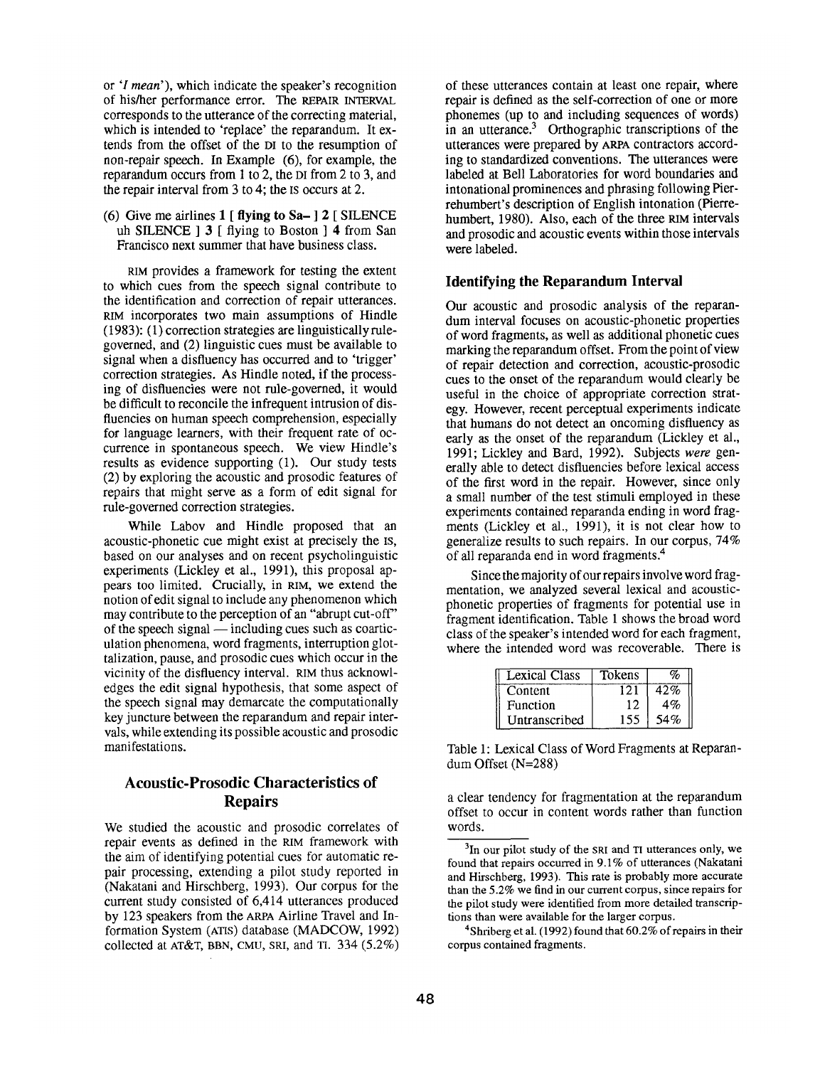or '*I mean*'), which indicate the speaker's recognition of his/her performance error. The REPAIR INTERVAL corresponds to the utterance of the correcting material, which is intended to 'replace' the reparandum. It extends from the offset of the DI to the resumption of non-repair speech. In Example (6), for example, the reparandum occurs from 1 to 2, the DI from 2 to 3, and the repair interval from 3 to 4; the IS occurs at 2.

(6) Give me airlines **1 [ flying to Sa– ] 2** [ SILENCE uh SILENCE ] **3** [ flying to Boston ] **4** from San Francisco next summer that have business class.

RIM provides a framework for testing the extent to which cues from the speech signal contribute to the identification and correction of repair utterances. RIM incorporates two main assumptions of Hindle (1983): (1) correction strategies are linguistically rule-governed, and (2) linguistic cues must be available to signal when a disfluency has occurred and to 'trigger' correction strategies. As Hindle noted, if the processing of disfluencies were not rule-governed, it would be difficult to reconcile the infrequent intrusion of disfluencies on human speech comprehension, especially for language learners, with their frequent rate of occurrence in spontaneous speech. We view Hindle's results as evidence supporting (1). Our study tests (2) by exploring the acoustic and prosodic features of repairs that might serve as a form of edit signal for rule-governed correction strategies.

While Labov and Hindle proposed that an acoustic-phonetic cue might exist at precisely the IS, based on our analyses and on recent psycholinguistic experiments (Lickley et al., 1991), this proposal appears too limited. Crucially, in RIM, we extend the notion of edit signal to include any phenomenon which may contribute to the perception of an "abrupt cut-off" of the speech signal — including cues such as coarticulation phenomena, word fragments, interruption glottalization, pause, and prosodic cues which occur in the vicinity of the disfluency interval. RIM thus acknowledges the edit signal hypothesis, that some aspect of the speech signal may demarcate the computationally key juncture between the reparandum and repair intervals, while extending its possible acoustic and prosodic manifestations.

## Acoustic-Prosodic Characteristics of Repairs

We studied the acoustic and prosodic correlates of repair events as defined in the RIM framework with the aim of identifying potential cues for automatic repair processing, extending a pilot study reported in (Nakatani and Hirschberg, 1993). Our corpus for the current study consisted of 6,414 utterances produced by 123 speakers from the ARPA Airline Travel and Information System (ATIS) database (MADCOW, 1992) collected at AT&T, BBN, CMU, SRI, and TI. 334 (5.2%) of these utterances contain at least one repair, where repair is defined as the self-correction of one or more phonemes (up to and including sequences of words) in an utterance.[3] Orthographic transcriptions of the utterances were prepared by ARPA contractors according to standardized conventions. The utterances were labeled at Bell Laboratories for word boundaries and intonational prominences and phrasing following Pierrehumbert's description of English intonation (Pierrehumbert, 1980). Also, each of the three RIM intervals and prosodic and acoustic events within those intervals were labeled.

### Identifying the Reparandum Interval

Our acoustic and prosodic analysis of the reparandum interval focuses on acoustic-phonetic properties of word fragments, as well as additional phonetic cues marking the reparandum offset. From the point of view of repair detection and correction, acoustic-prosodic cues to the onset of the reparandum would clearly be useful in the choice of appropriate correction strategy. However, recent perceptual experiments indicate that humans do not detect an oncoming disfluency as early as the onset of the reparandum (Lickley et al., 1991; Lickley and Bard, 1992). Subjects *were* generally able to detect disfluencies before lexical access of the first word in the repair. However, since only a small number of the test stimuli employed in these experiments contained reparanda ending in word fragments (Lickley et al., 1991), it is not clear how to generalize results to such repairs. In our corpus, 74% of all reparanda end in word fragments.[4]

Since the majority of our repairs involve word fragmentation, we analyzed several lexical and acoustic-phonetic properties of fragments for potential use in fragment identification. Table 1 shows the broad word class of the speaker's intended word for each fragment, where the intended word was recoverable. There is a clear tendency for fragmentation at the reparandum offset to occur in content words rather than function words.

| Lexical Class | Tokens | % |
|---|---|---|
| Content | 121 | 42% |
| Function | 12 | 4% |
| Untranscribed | 155 | 54% |

Table 1: Lexical Class of Word Fragments at Reparandum Offset (N=288)

[3] In our pilot study of the SRI and TI utterances only, we found that repairs occurred in 9.1% of utterances (Nakatani and Hirschberg, 1993). This rate is probably more accurate than the 5.2% we find in our current corpus, since repairs for the pilot study were identified from more detailed transcriptions than were available for the larger corpus.

[4] Shriberg et al. (1992) found that 60.2% of repairs in their corpus contained fragments.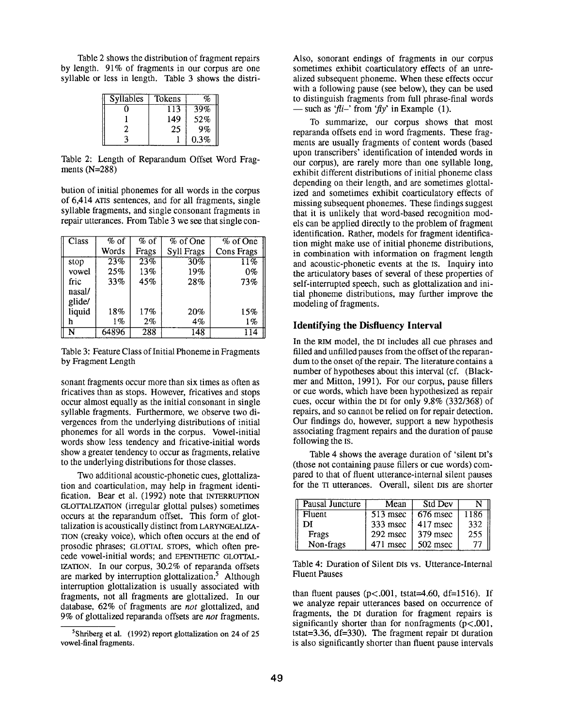Table 2 shows the distribution of fragment repairs by length. 91% of fragments in our corpus are one syllable or less in length. Table 3 shows the distribution of initial phonemes for all words in the corpus of 6,414 ATIS sentences, and for all fragments, single syllable fragments, and single consonant fragments in repair utterances. From Table 3 we see that single consonant fragments occur more than six times as often as fricatives than as stops. However, fricatives and stops occur almost equally as the initial consonant in single syllable fragments. Furthermore, we observe two divergences from the underlying distributions of initial phonemes for all words in the corpus. Vowel-initial words show less tendency and fricative-initial words show a greater tendency to occur as fragments, relative to the underlying distributions for those classes.

| Syllables | Tokens | % |
|---|---|---|
| 0 | 113 | 39% |
| 1 | 149 | 52% |
| 2 | 25 | 9% |
| 3 | 1 | 0.3% |

Table 2: Length of Reparandum Offset Word Fragments (N=288)

| Class | % of Words | % of Frags | % of One Syll Frags | % of One Cons Frags |
|---|---|---|---|---|
| stop | 23% | 23% | 30% | 11% |
| vowel | 25% | 13% | 19% | 0% |
| fric | 33% | 45% | 28% | 73% |
| nasal/ glide/ liquid | 18% | 17% | 20% | 15% |
| h | 1% | 2% | 4% | 1% |
| N | 64896 | 288 | 148 | 114 |

Table 3: Feature Class of Initial Phoneme in Fragments by Fragment Length

Two additional acoustic-phonetic cues, glottalization and coarticulation, may help in fragment identification. Bear et al. (1992) note that INTERRUPTION GLOTTALIZATION (irregular glottal pulses) sometimes occurs at the reparandum offset. This form of glottalization is acoustically distinct from LARYNGEALIZATION (creaky voice), which often occurs at the end of prosodic phrases; GLOTTAL STOPS, which often precede vowel-initial words; and EPENTHETIC GLOTTALIZATION. In our corpus, 30.2% of reparanda offsets are marked by interruption glottalization.[5] Although interruption glottalization is usually associated with fragments, not all fragments are glottalized. In our database, 62% of fragments are *not* glottalized, and 9% of glottalized reparanda offsets are *not* fragments.

[5] Shriberg et al. (1992) report glottalization on 24 of 25 vowel-final fragments.

Also, sonorant endings of fragments in our corpus sometimes exhibit coarticulatory effects of an unrealized subsequent phoneme. When these effects occur with a following pause (see below), they can be used to distinguish fragments from full phrase-final words — such as *'fli–'* from *'fly'* in Example (1).

To summarize, our corpus shows that most reparanda offsets end in word fragments. These fragments are usually fragments of content words (based upon transcribers' identification of intended words in our corpus), are rarely more than one syllable long, exhibit different distributions of initial phoneme class depending on their length, and are sometimes glottalized and sometimes exhibit coarticulatory effects of missing subsequent phonemes. These findings suggest that it is unlikely that word-based recognition models can be applied directly to the problem of fragment identification. Rather, models for fragment identification might make use of initial phoneme distributions, in combination with information on fragment length and acoustic-phonetic events at the IS. Inquiry into the articulatory bases of several of these properties of self-interrupted speech, such as glottalization and initial phoneme distributions, may further improve the modeling of fragments.

## Identifying the Disfluency Interval

In the RIM model, the DI includes all cue phrases and filled and unfilled pauses from the offset of the reparandum to the onset of the repair. The literature contains a number of hypotheses about this interval (cf. (Blackmer and Mitton, 1991). For our corpus, pause fillers or cue words, which have been hypothesized as repair cues, occur within the DI for only 9.8% (332/368) of repairs, and so cannot be relied on for repair detection. Our findings do, however, support a new hypothesis associating fragment repairs and the duration of pause following the IS.

Table 4 shows the average duration of 'silent DI's (those not containing pause fillers or cue words) compared to that of fluent utterance-internal silent pauses for the TI utterances. Overall, silent DIs are shorter than fluent pauses ($p<.001$, tstat=4.60, df=1516). If we analyze repair utterances based on occurrence of fragments, the DI duration for fragment repairs is significantly shorter than for nonfragments ($p<.001$, tstat=3.36, df=330). The fragment repair DI duration is also significantly shorter than fluent pause intervals

| Pausal Juncture | Mean | Std Dev | N |
|---|---|---|---|
| Fluent | 513 msec | 676 msec | 1186 |
| DI | 333 msec | 417 msec | 332 |
| Frags | 292 msec | 379 msec | 255 |
| Non-frags | 471 msec | 502 msec | 77 |

Table 4: Duration of Silent DIs vs. Utterance-Internal Fluent Pauses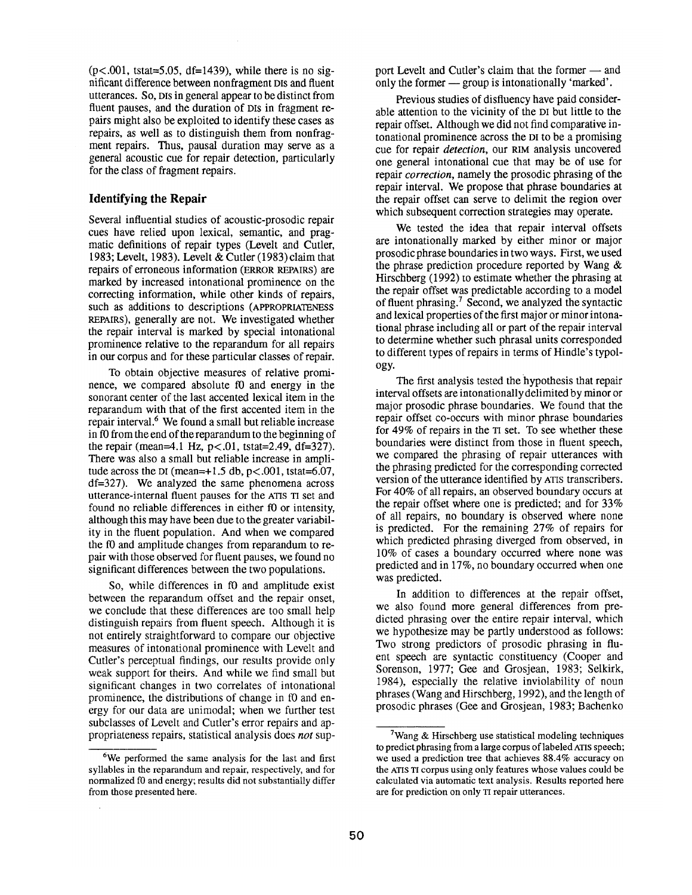(p<.001, tstat=5.05, df=1439), while there is no significant difference between nonfragment DIs and fluent utterances. So, DIs in general appear to be distinct from fluent pauses, and the duration of DIs in fragment repairs might also be exploited to identify these cases as repairs, as well as to distinguish them from nonfragment repairs. Thus, pausal duration may serve as a general acoustic cue for repair detection, particularly for the class of fragment repairs.

## Identifying the Repair

Several influential studies of acoustic-prosodic repair cues have relied upon lexical, semantic, and pragmatic definitions of repair types (Levelt and Cutler, 1983; Levelt, 1983). Levelt & Cutler (1983) claim that repairs of erroneous information (ERROR REPAIRS) are marked by increased intonational prominence on the correcting information, while other kinds of repairs, such as additions to descriptions (APPROPRIATENESS REPAIRS), generally are not. We investigated whether the repair interval is marked by special intonational prominence relative to the reparandum for all repairs in our corpus and for these particular classes of repair.

To obtain objective measures of relative prominence, we compared absolute f0 and energy in the sonorant center of the last accented lexical item in the reparandum with that of the first accented item in the repair interval.[6] We found a small but reliable increase in f0 from the end of the reparandum to the beginning of the repair (mean=4.1 Hz, p<.01, tstat=2.49, df=327). There was also a small but reliable increase in amplitude across the DI (mean=+1.5 db, p<.001, tstat=6.07, df=327). We analyzed the same phenomena across utterance-internal fluent pauses for the ATIS TI set and found no reliable differences in either f0 or intensity, although this may have been due to the greater variability in the fluent population. And when we compared the f0 and amplitude changes from reparandum to repair with those observed for fluent pauses, we found no significant differences between the two populations.

So, while differences in f0 and amplitude exist between the reparandum offset and the repair onset, we conclude that these differences are too small help distinguish repairs from fluent speech. Although it is not entirely straightforward to compare our objective measures of intonational prominence with Levelt and Cutler's perceptual findings, our results provide only weak support for theirs. And while we find small but significant changes in two correlates of intonational prominence, the distributions of change in f0 and energy for our data are unimodal; when we further test subclasses of Levelt and Cutler's error repairs and appropriateness repairs, statistical analysis does *not* support Levelt and Cutler's claim that the former — and only the former — group is intonationally 'marked'.

Previous studies of disfluency have paid considerable attention to the vicinity of the DI but little to the repair offset. Although we did not find comparative intonational prominence across the DI to be a promising cue for repair *detection*, our RIM analysis uncovered one general intonational cue that may be of use for repair *correction*, namely the prosodic phrasing of the repair interval. We propose that phrase boundaries at the repair offset can serve to delimit the region over which subsequent correction strategies may operate.

We tested the idea that repair interval offsets are intonationally marked by either minor or major prosodic phrase boundaries in two ways. First, we used the phrase prediction procedure reported by Wang & Hirschberg (1992) to estimate whether the phrasing at the repair offset was predictable according to a model of fluent phrasing.[7] Second, we analyzed the syntactic and lexical properties of the first major or minor intonational phrase including all or part of the repair interval to determine whether such phrasal units corresponded to different types of repairs in terms of Hindle's typology.

The first analysis tested the hypothesis that repair interval offsets are intonationally delimited by minor or major prosodic phrase boundaries. We found that the repair offset co-occurs with minor phrase boundaries for 49% of repairs in the TI set. To see whether these boundaries were distinct from those in fluent speech, we compared the phrasing of repair utterances with the phrasing predicted for the corresponding corrected version of the utterance identified by ATIS transcribers. For 40% of all repairs, an observed boundary occurs at the repair offset where one is predicted; and for 33% of all repairs, no boundary is observed where none is predicted. For the remaining 27% of repairs for which predicted phrasing diverged from observed, in 10% of cases a boundary occurred where none was predicted and in 17%, no boundary occurred when one was predicted.

In addition to differences at the repair offset, we also found more general differences from predicted phrasing over the entire repair interval, which we hypothesize may be partly understood as follows: Two strong predictors of prosodic phrasing in fluent speech are syntactic constituency (Cooper and Sorenson, 1977; Gee and Grosjean, 1983; Selkirk, 1984), especially the relative inviolability of noun phrases (Wang and Hirschberg, 1992), and the length of prosodic phrases (Gee and Grosjean, 1983; Bachenko

---

[6] We performed the same analysis for the last and first syllables in the reparandum and repair, respectively, and for normalized f0 and energy; results did not substantially differ from those presented here.

[7] Wang & Hirschberg use statistical modeling techniques to predict phrasing from a large corpus of labeled ATIS speech; we used a prediction tree that achieves 88.4% accuracy on the ATIS TI corpus using only features whose values could be calculated via automatic text analysis. Results reported here are for prediction on only TI repair utterances.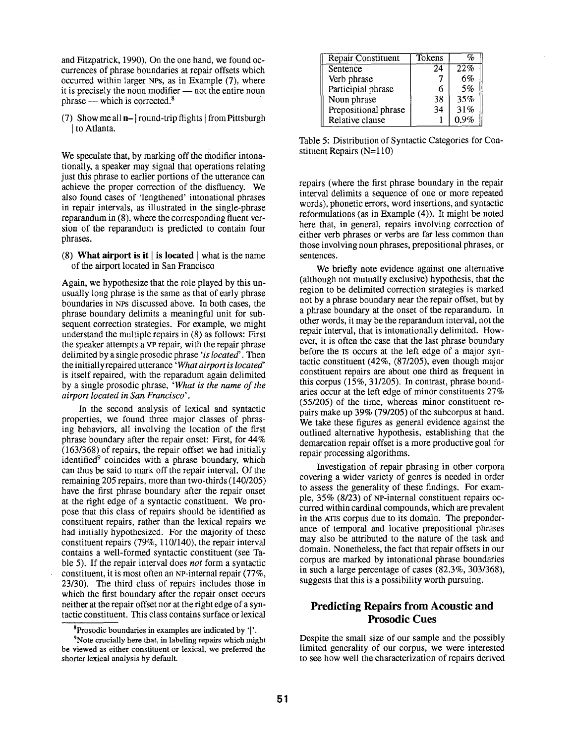and Fitzpatrick, 1990). On the one hand, we found occurrences of phrase boundaries at repair offsets which occurred within larger NPs, as in Example (7), where it is precisely the noun modifier — not the entire noun phrase — which is corrected.[8]

(7) Show me all **n–** | round-trip flights | from Pittsburgh | to Atlanta.

We speculate that, by marking off the modifier intonationally, a speaker may signal that operations relating just this phrase to earlier portions of the utterance can achieve the proper correction of the disfluency. We also found cases of 'lengthened' intonational phrases in repair intervals, as illustrated in the single-phrase reparandum in (8), where the corresponding fluent version of the reparandum is predicted to contain four phrases.

(8) **What airport is it** | **is located** | what is the name of the airport located in San Francisco

Again, we hypothesize that the role played by this unusually long phrase is the same as that of early phrase boundaries in NPs discussed above. In both cases, the phrase boundary delimits a meaningful unit for subsequent correction strategies. For example, we might understand the multiple repairs in (8) as follows: First the speaker attempts a VP repair, with the repair phrase delimited by a single prosodic phrase '*is located*'. Then the initially repaired utterance '*What airport is located*' is itself repaired, with the reparadum again delimited by a single prosodic phrase, '*What is the name of the airport located in San Francisco*'.

In the second analysis of lexical and syntactic properties, we found three major classes of phrasing behaviors, all involving the location of the first phrase boundary after the repair onset: First, for 44% (163/368) of repairs, the repair offset we had initially identified[9] coincides with a phrase boundary, which can thus be said to mark off the repair interval. Of the remaining 205 repairs, more than two-thirds (140/205) have the first phrase boundary after the repair onset at the right edge of a syntactic constituent. We propose that this class of repairs should be identified as constituent repairs, rather than the lexical repairs we had initially hypothesized. For the majority of these constituent repairs (79%, 110/140), the repair interval contains a well-formed syntactic constituent (see Table 5). If the repair interval does *not* form a syntactic constituent, it is most often an NP-internal repair (77%, 23/30). The third class of repairs includes those in which the first boundary after the repair onset occurs neither at the repair offset nor at the right edge of a syntactic constituent. This class contains surface or lexical

[8] Prosodic boundaries in examples are indicated by '|'.

[9] Note crucially here that, in labeling repairs which might be viewed as either constituent or lexical, we preferred the shorter lexical analysis by default.

| Repair Constituent | Tokens | % |
|---|---|---|
| Sentence | 24 | 22% |
| Verb phrase | 7 | 6% |
| Participial phrase | 6 | 5% |
| Noun phrase | 38 | 35% |
| Prepositional phrase | 34 | 31% |
| Relative clause | 1 | 0.9% |

Table 5: Distribution of Syntactic Categories for Constituent Repairs (N=110)

repairs (where the first phrase boundary in the repair interval delimits a sequence of one or more repeated words), phonetic errors, word insertions, and syntactic reformulations (as in Example (4)). It might be noted here that, in general, repairs involving correction of either verb phrases or verbs are far less common than those involving noun phrases, prepositional phrases, or sentences.

We briefly note evidence against one alternative (although not mutually exclusive) hypothesis, that the region to be delimited correction strategies is marked not by a phrase boundary near the repair offset, but by a phrase boundary at the onset of the reparandum. In other words, it may be the reparandum interval, not the repair interval, that is intonationally delimited. However, it is often the case that the last phrase boundary before the IS occurs at the left edge of a major syntactic constituent (42%, (87/205), even though major constituent repairs are about one third as frequent in this corpus (15%, 31/205). In contrast, phrase boundaries occur at the left edge of minor constituents 27% (55/205) of the time, whereas minor constituent repairs make up 39% (79/205) of the subcorpus at hand. We take these figures as general evidence against the outlined alternative hypothesis, establishing that the demarcation repair offset is a more productive goal for repair processing algorithms.

Investigation of repair phrasing in other corpora covering a wider variety of genres is needed in order to assess the generality of these findings. For example, 35% (8/23) of NP-internal constituent repairs occurred within cardinal compounds, which are prevalent in the ATIS corpus due to its domain. The preponderance of temporal and locative prepositional phrases may also be attributed to the nature of the task and domain. Nonetheless, the fact that repair offsets in our corpus are marked by intonational phrase boundaries in such a large percentage of cases (82.3%, 303/368), suggests that this is a possibility worth pursuing.

## Predicting Repairs from Acoustic and Prosodic Cues

Despite the small size of our sample and the possibly limited generality of our corpus, we were interested to see how well the characterization of repairs derived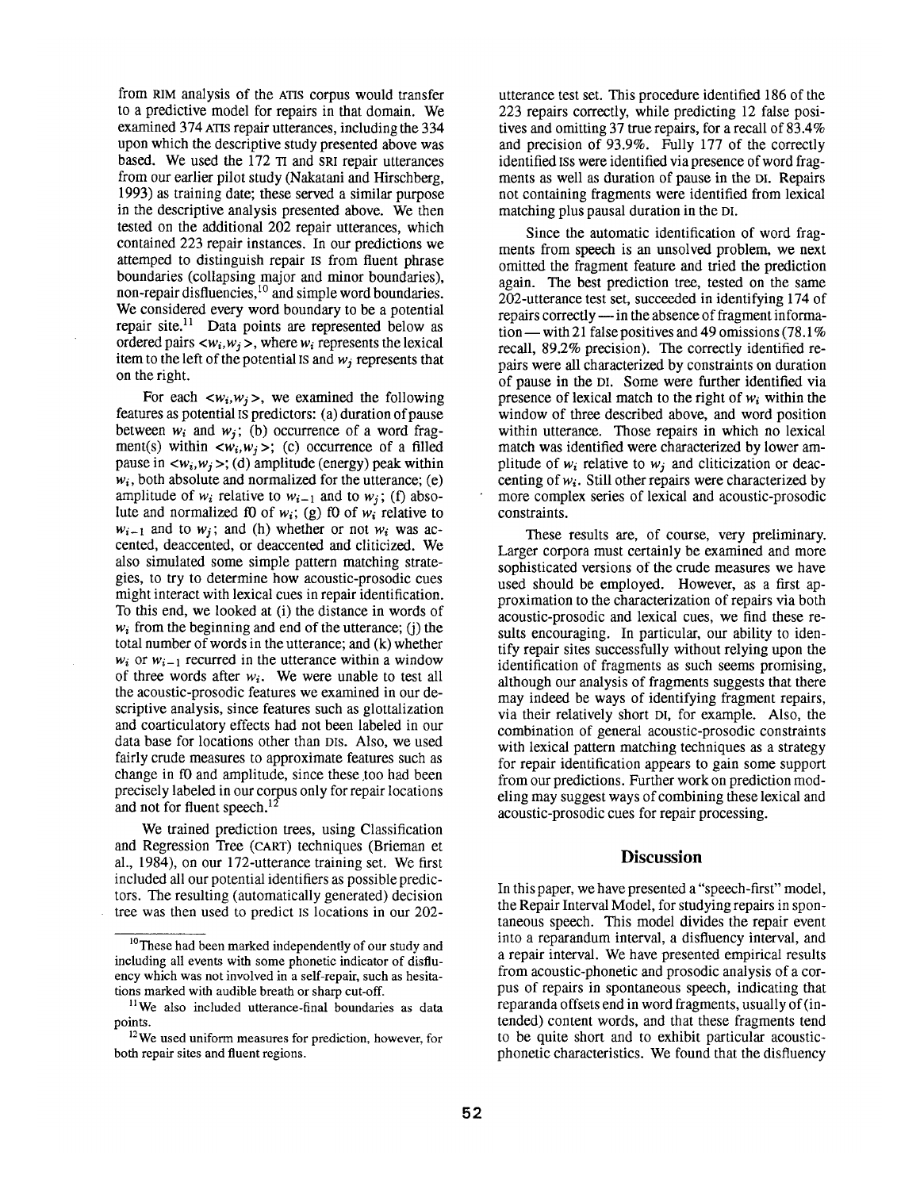from RIM analysis of the ATIS corpus would transfer to a predictive model for repairs in that domain. We examined 374 ATIS repair utterances, including the 334 upon which the descriptive study presented above was based. We used the 172 TI and SRI repair utterances from our earlier pilot study (Nakatani and Hirschberg, 1993) as training date; these served a similar purpose in the descriptive analysis presented above. We then tested on the additional 202 repair utterances, which contained 223 repair instances. In our predictions we attemped to distinguish repair IS from fluent phrase boundaries (collapsing major and minor boundaries), non-repair disfluencies,[10] and simple word boundaries. We considered every word boundary to be a potential repair site.[11] Data points are represented below as ordered pairs $<w_i,w_j>$, where $w_i$ represents the lexical item to the left of the potential IS and $w_j$ represents that on the right.

For each $<w_i,w_j>$, we examined the following features as potential IS predictors: (a) duration of pause between $w_i$ and $w_j$; (b) occurrence of a word fragment(s) within $<w_i,w_j>$; (c) occurrence of a filled pause in $<w_i,w_j>$; (d) amplitude (energy) peak within $w_i$, both absolute and normalized for the utterance; (e) amplitude of $w_i$ relative to $w_{i-1}$ and to $w_j$; (f) absolute and normalized f0 of $w_i$; (g) f0 of $w_i$ relative to $w_{i-1}$ and to $w_j$; and (h) whether or not $w_i$ was accented, deaccented, or deaccented and cliticized. We also simulated some simple pattern matching strategies, to try to determine how acoustic-prosodic cues might interact with lexical cues in repair identification. To this end, we looked at (i) the distance in words of $w_i$ from the beginning and end of the utterance; (j) the total number of words in the utterance; and (k) whether $w_i$ or $w_{i-1}$ recurred in the utterance within a window of three words after $w_i$. We were unable to test all the acoustic-prosodic features we examined in our descriptive analysis, since features such as glottalization and coarticulatory effects had not been labeled in our data base for locations other than DIs. Also, we used fairly crude measures to approximate features such as change in f0 and amplitude, since these too had been precisely labeled in our corpus only for repair locations and not for fluent speech.[12]

We trained prediction trees, using Classification and Regression Tree (CART) techniques (Brieman et al., 1984), on our 172-utterance training set. We first included all our potential identifiers as possible predictors. The resulting (automatically generated) decision tree was then used to predict IS locations in our 202-utterance test set. This procedure identified 186 of the 223 repairs correctly, while predicting 12 false positives and omitting 37 true repairs, for a recall of 83.4% and precision of 93.9%. Fully 177 of the correctly identified ISs were identified via presence of word fragments as well as duration of pause in the DI. Repairs not containing fragments were identified from lexical matching plus pausal duration in the DI.

Since the automatic identification of word fragments from speech is an unsolved problem, we next omitted the fragment feature and tried the prediction again. The best prediction tree, tested on the same 202-utterance test set, succeeded in identifying 174 of repairs correctly — in the absence of fragment information — with 21 false positives and 49 omissions (78.1% recall, 89.2% precision). The correctly identified repairs were all characterized by constraints on duration of pause in the DI. Some were further identified via presence of lexical match to the right of $w_i$ within the window of three described above, and word position within utterance. Those repairs in which no lexical match was identified were characterized by lower amplitude of $w_i$ relative to $w_j$ and cliticization or deaccenting of $w_i$. Still other repairs were characterized by more complex series of lexical and acoustic-prosodic constraints.

These results are, of course, very preliminary. Larger corpora must certainly be examined and more sophisticated versions of the crude measures we have used should be employed. However, as a first approximation to the characterization of repairs via both acoustic-prosodic and lexical cues, we find these results encouraging. In particular, our ability to identify repair sites successfully without relying upon the identification of fragments as such seems promising, although our analysis of fragments suggests that there may indeed be ways of identifying fragment repairs, via their relatively short DI, for example. Also, the combination of general acoustic-prosodic constraints with lexical pattern matching techniques as a strategy for repair identification appears to gain some support from our predictions. Further work on prediction modeling may suggest ways of combining these lexical and acoustic-prosodic cues for repair processing.

## Discussion

In this paper, we have presented a "speech-first" model, the Repair Interval Model, for studying repairs in spontaneous speech. This model divides the repair event into a reparandum interval, a disfluency interval, and a repair interval. We have presented empirical results from acoustic-phonetic and prosodic analysis of a corpus of repairs in spontaneous speech, indicating that reparanda offsets end in word fragments, usually of (intended) content words, and that these fragments tend to be quite short and to exhibit particular acoustic-phonetic characteristics. We found that the disfluency

---

[10] These had been marked independently of our study and including all events with some phonetic indicator of disfluency which was not involved in a self-repair, such as hesitations marked with audible breath or sharp cut-off.

[11] We also included utterance-final boundaries as data points.

[12] We used uniform measures for prediction, however, for both repair sites and fluent regions.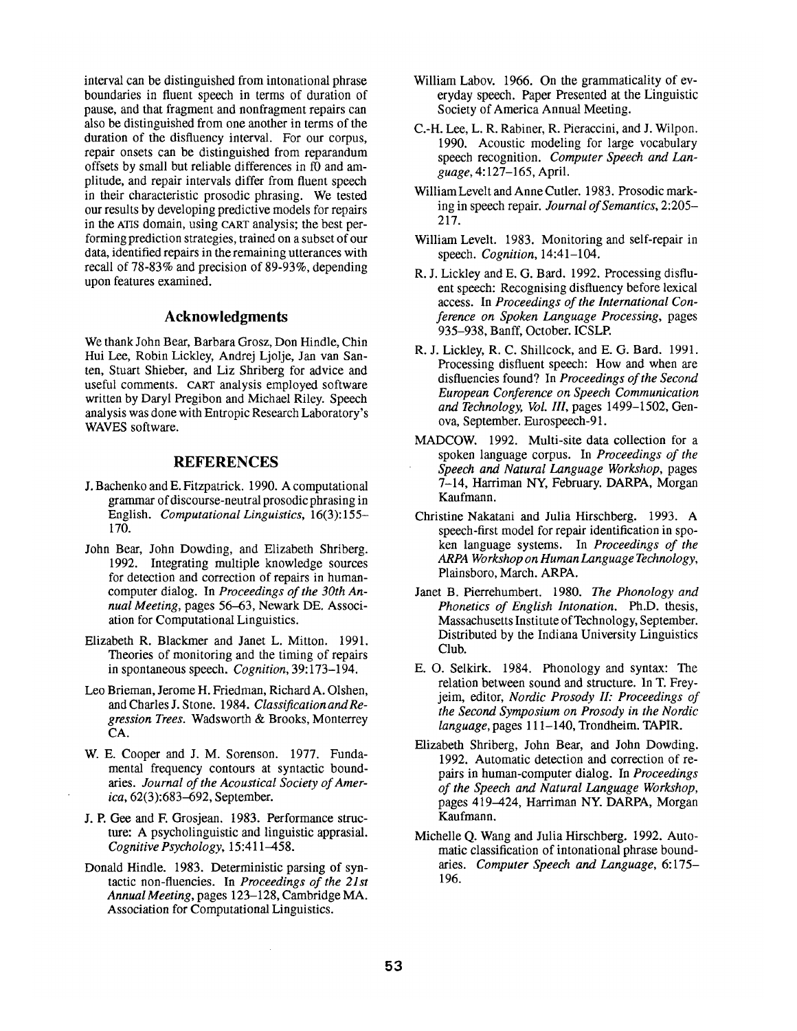interval can be distinguished from intonational phrase boundaries in fluent speech in terms of duration of pause, and that fragment and nonfragment repairs can also be distinguished from one another in terms of the duration of the disfluency interval. For our corpus, repair onsets can be distinguished from reparandum offsets by small but reliable differences in f0 and amplitude, and repair intervals differ from fluent speech in their characteristic prosodic phrasing. We tested our results by developing predictive models for repairs in the ATIS domain, using CART analysis; the best performing prediction strategies, trained on a subset of our data, identified repairs in the remaining utterances with recall of 78-83% and precision of 89-93%, depending upon features examined.

## Acknowledgments

We thank John Bear, Barbara Grosz, Don Hindle, Chin Hui Lee, Robin Lickley, Andrej Ljolje, Jan van Santen, Stuart Shieber, and Liz Shriberg for advice and useful comments. CART analysis employed software written by Daryl Pregibon and Michael Riley. Speech analysis was done with Entropic Research Laboratory's WAVES software.

## REFERENCES

J. Bachenko and E. Fitzpatrick. 1990. A computational grammar of discourse-neutral prosodic phrasing in English. *Computational Linguistics*, 16(3):155–170.

John Bear, John Dowding, and Elizabeth Shriberg. 1992. Integrating multiple knowledge sources for detection and correction of repairs in human-computer dialog. In *Proceedings of the 30th Annual Meeting*, pages 56–63, Newark DE. Association for Computational Linguistics.

Elizabeth R. Blackmer and Janet L. Mitton. 1991. Theories of monitoring and the timing of repairs in spontaneous speech. *Cognition*, 39:173–194.

Leo Brieman, Jerome H. Friedman, Richard A. Olshen, and Charles J. Stone. 1984. *Classification and Regression Trees*. Wadsworth & Brooks, Monterrey CA.

W. E. Cooper and J. M. Sorenson. 1977. Fundamental frequency contours at syntactic boundaries. *Journal of the Acoustical Society of America*, 62(3):683–692, September.

J. P. Gee and F. Grosjean. 1983. Performance structure: A psycholinguistic and linguistic apprasial. *Cognitive Psychology*, 15:411–458.

Donald Hindle. 1983. Deterministic parsing of syntactic non-fluencies. In *Proceedings of the 21st Annual Meeting*, pages 123–128, Cambridge MA. Association for Computational Linguistics.

William Labov. 1966. On the grammaticality of everyday speech. Paper Presented at the Linguistic Society of America Annual Meeting.

C.-H. Lee, L. R. Rabiner, R. Pieraccini, and J. Wilpon. 1990. Acoustic modeling for large vocabulary speech recognition. *Computer Speech and Language*, 4:127–165, April.

William Levelt and Anne Cutler. 1983. Prosodic marking in speech repair. *Journal of Semantics*, 2:205–217.

William Levelt. 1983. Monitoring and self-repair in speech. *Cognition*, 14:41–104.

R. J. Lickley and E. G. Bard. 1992. Processing disfluent speech: Recognising disfluency before lexical access. In *Proceedings of the International Conference on Spoken Language Processing*, pages 935–938, Banff, October. ICSLP.

R. J. Lickley, R. C. Shillcock, and E. G. Bard. 1991. Processing disfluent speech: How and when are disfluencies found? In *Proceedings of the Second European Conference on Speech Communication and Technology, Vol. III*, pages 1499–1502, Genova, September. Eurospeech-91.

MADCOW. 1992. Multi-site data collection for a spoken language corpus. In *Proceedings of the Speech and Natural Language Workshop*, pages 7–14, Harriman NY, February. DARPA, Morgan Kaufmann.

Christine Nakatani and Julia Hirschberg. 1993. A speech-first model for repair identification in spoken language systems. In *Proceedings of the ARPA Workshop on Human Language Technology*, Plainsboro, March. ARPA.

Janet B. Pierrehumbert. 1980. *The Phonology and Phonetics of English Intonation*. Ph.D. thesis, Massachusetts Institute of Technology, September. Distributed by the Indiana University Linguistics Club.

E. O. Selkirk. 1984. Phonology and syntax: The relation between sound and structure. In T. Freyjeim, editor, *Nordic Prosody II: Proceedings of the Second Symposium on Prosody in the Nordic language*, pages 111–140, Trondheim. TAPIR.

Elizabeth Shriberg, John Bear, and John Dowding. 1992. Automatic detection and correction of repairs in human-computer dialog. In *Proceedings of the Speech and Natural Language Workshop*, pages 419–424, Harriman NY. DARPA, Morgan Kaufmann.

Michelle Q. Wang and Julia Hirschberg. 1992. Automatic classification of intonational phrase boundaries. *Computer Speech and Language*, 6:175–196.